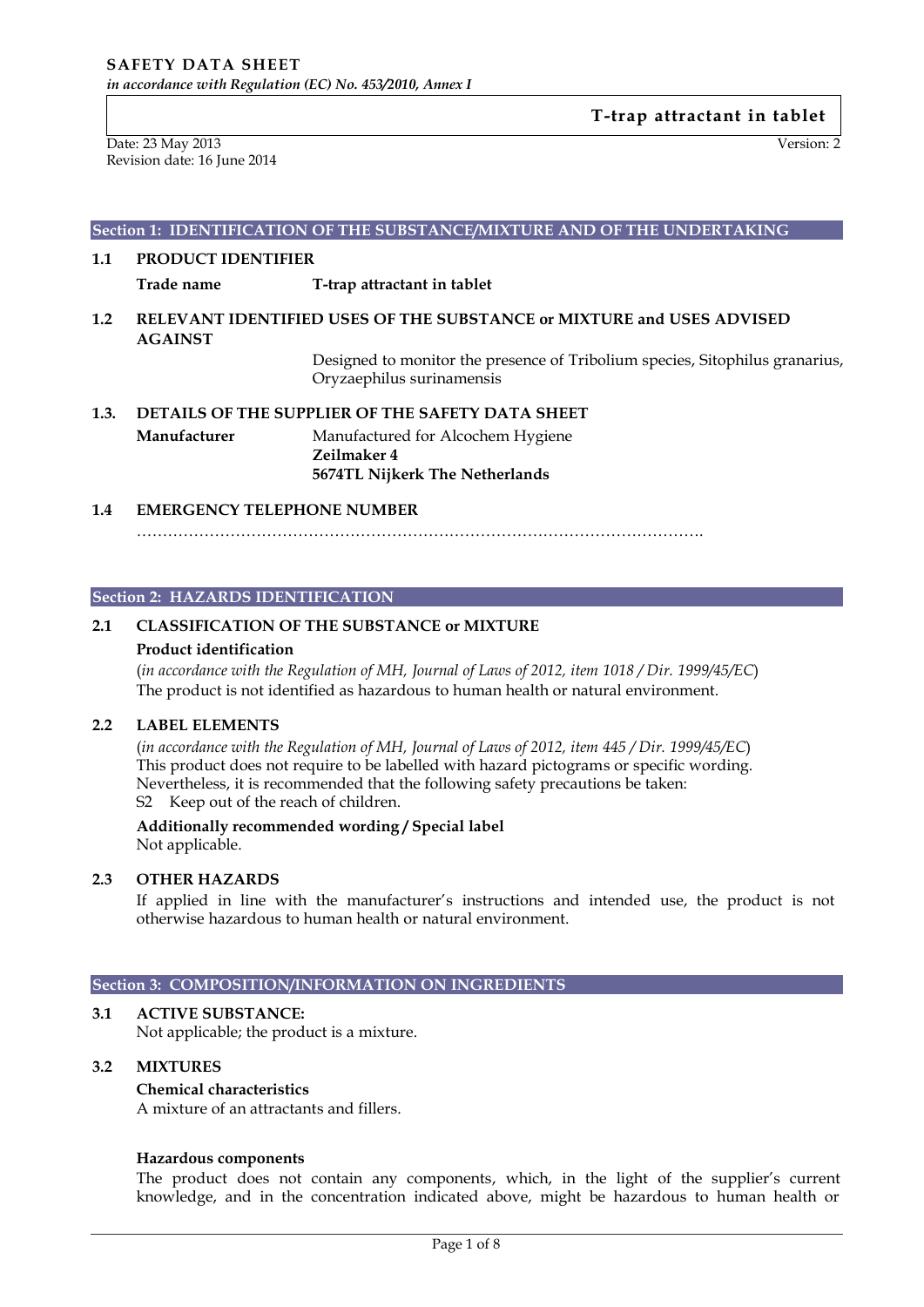**SAFETY DATA SHEET**
*in accordance with Regulation (EC) No. 453/2010, Annex I*

**T-trap attractant in tablet**

Date: 23 May 2013
Revision date: 16 June 2014

Version: 2

## Section 1: IDENTIFICATION OF THE SUBSTANCE/MIXTURE AND OF THE UNDERTAKING

### 1.1 PRODUCT IDENTIFIER

**Trade name** **T-trap attractant in tablet**

### 1.2 RELEVANT IDENTIFIED USES OF THE SUBSTANCE or MIXTURE and USES ADVISED AGAINST

Designed to monitor the presence of Tribolium species, Sitophilus granarius, Oryzaephilus surinamensis

### 1.3. DETAILS OF THE SUPPLIER OF THE SAFETY DATA SHEET

**Manufacturer** Manufactured for Alcochem Hygiene
**Zeilmaker 4**
**5674TL Nijkerk The Netherlands**

### 1.4 EMERGENCY TELEPHONE NUMBER

…………………………………………………………………………………………………….

## Section 2: HAZARDS IDENTIFICATION

### 2.1 CLASSIFICATION OF THE SUBSTANCE or MIXTURE

**Product identification**

(*in accordance with the Regulation of MH, Journal of Laws of 2012, item 1018 / Dir. 1999/45/EC*)
The product is not identified as hazardous to human health or natural environment.

### 2.2 LABEL ELEMENTS

(*in accordance with the Regulation of MH, Journal of Laws of 2012, item 445 / Dir. 1999/45/EC*)
This product does not require to be labelled with hazard pictograms or specific wording.
Nevertheless, it is recommended that the following safety precautions be taken:
S2 Keep out of the reach of children.

**Additionally recommended wording / Special label**
Not applicable.

### 2.3 OTHER HAZARDS

If applied in line with the manufacturer's instructions and intended use, the product is not otherwise hazardous to human health or natural environment.

## Section 3: COMPOSITION/INFORMATION ON INGREDIENTS

### 3.1 ACTIVE SUBSTANCE:

Not applicable; the product is a mixture.

### 3.2 MIXTURES

**Chemical characteristics**
A mixture of an attractants and fillers.

**Hazardous components**
The product does not contain any components, which, in the light of the supplier's current knowledge, and in the concentration indicated above, might be hazardous to human health or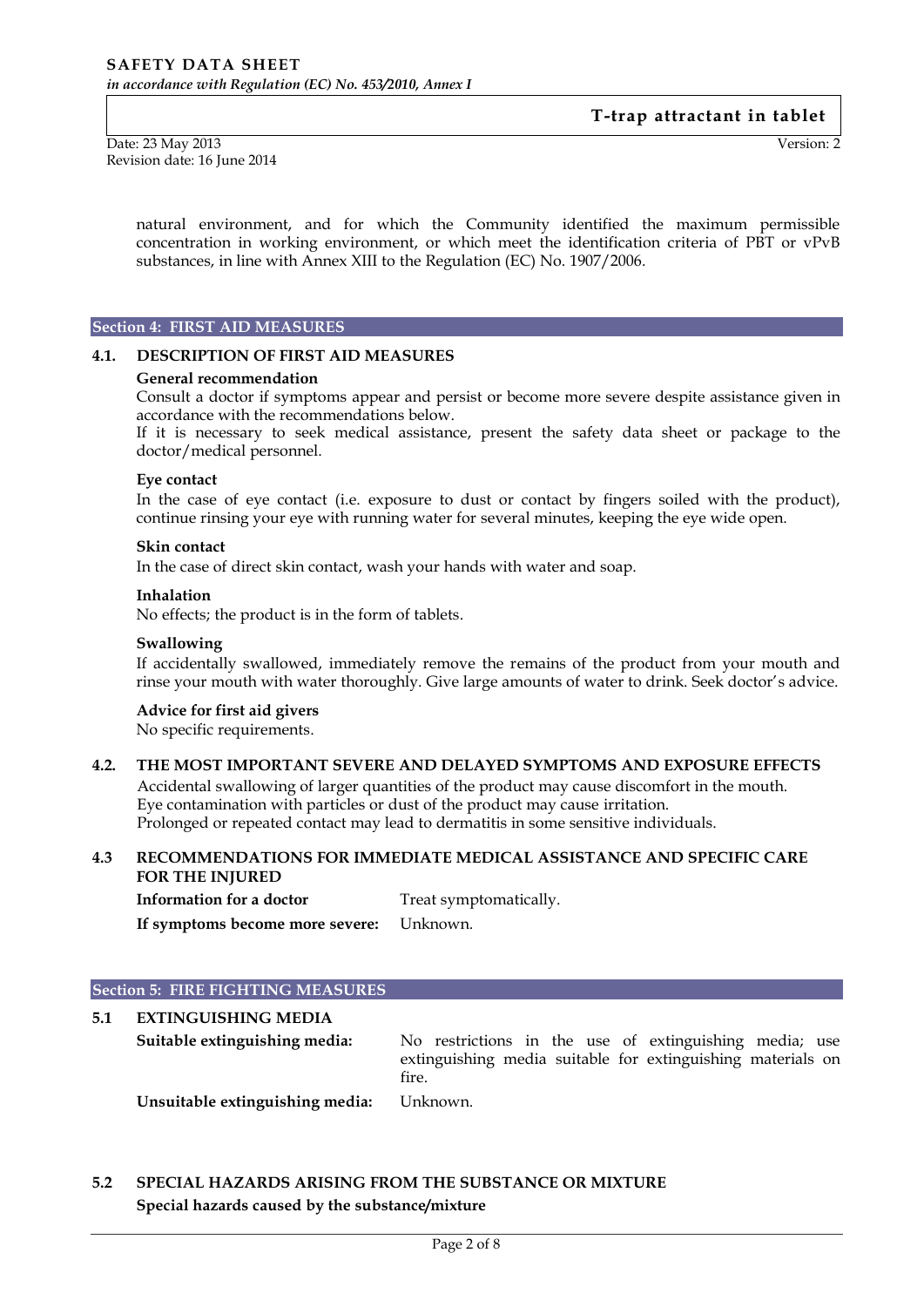natural environment, and for which the Community identified the maximum permissible concentration in working environment, or which meet the identification criteria of PBT or vPvB substances, in line with Annex XIII to the Regulation (EC) No. 1907/2006.

## Section 4: FIRST AID MEASURES

### 4.1. DESCRIPTION OF FIRST AID MEASURES

**General recommendation**

Consult a doctor if symptoms appear and persist or become more severe despite assistance given in accordance with the recommendations below.
If it is necessary to seek medical assistance, present the safety data sheet or package to the doctor/medical personnel.

**Eye contact**

In the case of eye contact (i.e. exposure to dust or contact by fingers soiled with the product), continue rinsing your eye with running water for several minutes, keeping the eye wide open.

**Skin contact**

In the case of direct skin contact, wash your hands with water and soap.

**Inhalation**

No effects; the product is in the form of tablets.

**Swallowing**

If accidentally swallowed, immediately remove the remains of the product from your mouth and rinse your mouth with water thoroughly. Give large amounts of water to drink. Seek doctor's advice.

**Advice for first aid givers**

No specific requirements.

### 4.2. THE MOST IMPORTANT SEVERE AND DELAYED SYMPTOMS AND EXPOSURE EFFECTS

Accidental swallowing of larger quantities of the product may cause discomfort in the mouth.
Eye contamination with particles or dust of the product may cause irritation.
Prolonged or repeated contact may lead to dermatitis in some sensitive individuals.

### 4.3 RECOMMENDATIONS FOR IMMEDIATE MEDICAL ASSISTANCE AND SPECIFIC CARE FOR THE INJURED

**Information for a doctor** Treat symptomatically.

**If symptoms become more severe:** Unknown.

## Section 5: FIRE FIGHTING MEASURES

### 5.1 EXTINGUISHING MEDIA

**Suitable extinguishing media:** No restrictions in the use of extinguishing media; use extinguishing media suitable for extinguishing materials on fire.

**Unsuitable extinguishing media:** Unknown.

### 5.2 SPECIAL HAZARDS ARISING FROM THE SUBSTANCE OR MIXTURE

**Special hazards caused by the substance/mixture**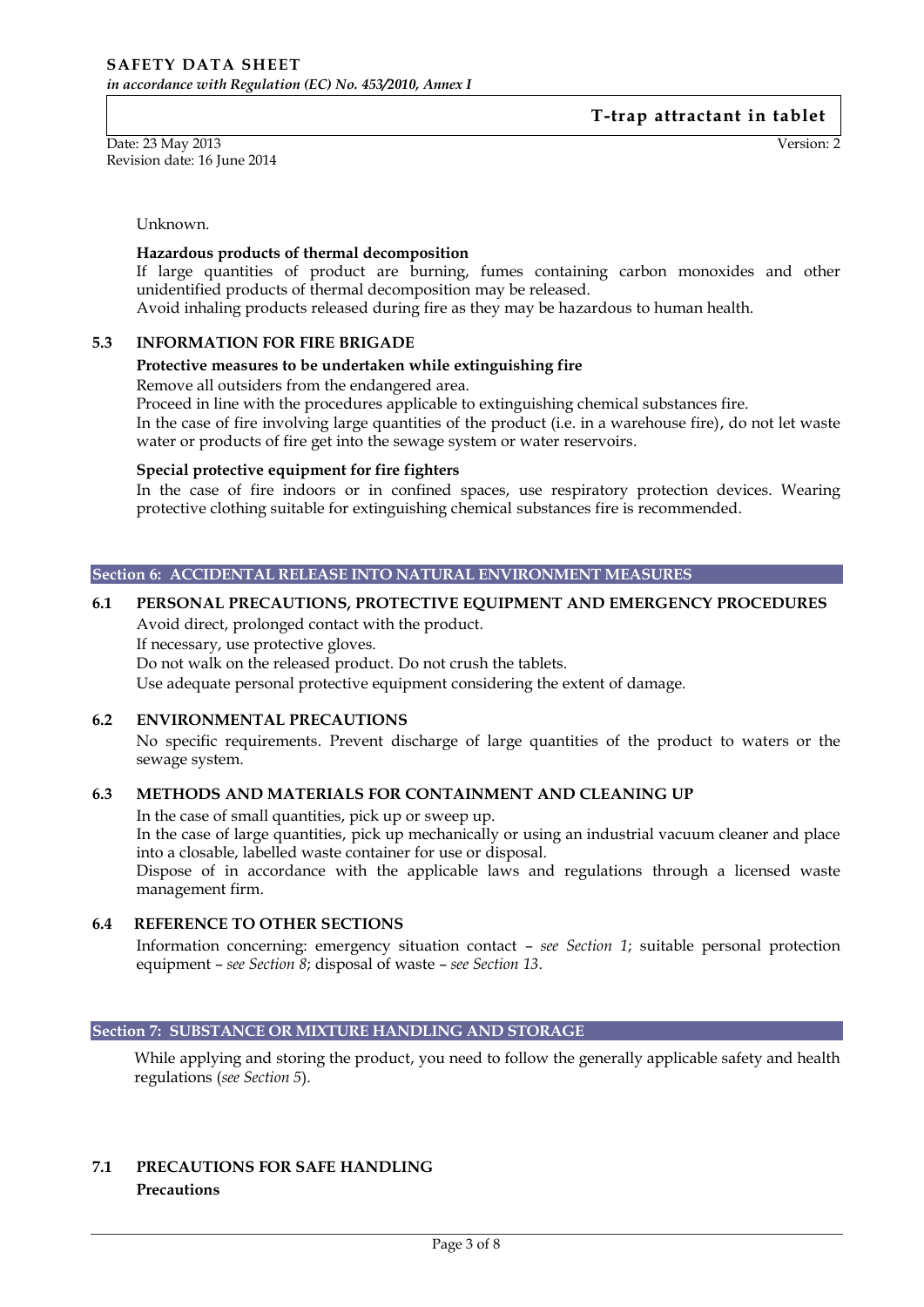Unknown.

**Hazardous products of thermal decomposition**

If large quantities of product are burning, fumes containing carbon monoxides and other unidentified products of thermal decomposition may be released.

Avoid inhaling products released during fire as they may be hazardous to human health.

### 5.3 INFORMATION FOR FIRE BRIGADE

**Protective measures to be undertaken while extinguishing fire**

Remove all outsiders from the endangered area.

Proceed in line with the procedures applicable to extinguishing chemical substances fire.

In the case of fire involving large quantities of the product (i.e. in a warehouse fire), do not let waste water or products of fire get into the sewage system or water reservoirs.

**Special protective equipment for fire fighters**

In the case of fire indoors or in confined spaces, use respiratory protection devices. Wearing protective clothing suitable for extinguishing chemical substances fire is recommended.

## Section 6: ACCIDENTAL RELEASE INTO NATURAL ENVIRONMENT MEASURES

### 6.1 PERSONAL PRECAUTIONS, PROTECTIVE EQUIPMENT AND EMERGENCY PROCEDURES

Avoid direct, prolonged contact with the product.

If necessary, use protective gloves.

Do not walk on the released product. Do not crush the tablets.

Use adequate personal protective equipment considering the extent of damage.

### 6.2 ENVIRONMENTAL PRECAUTIONS

No specific requirements. Prevent discharge of large quantities of the product to waters or the sewage system.

### 6.3 METHODS AND MATERIALS FOR CONTAINMENT AND CLEANING UP

In the case of small quantities, pick up or sweep up.

In the case of large quantities, pick up mechanically or using an industrial vacuum cleaner and place into a closable, labelled waste container for use or disposal.

Dispose of in accordance with the applicable laws and regulations through a licensed waste management firm.

### 6.4 REFERENCE TO OTHER SECTIONS

Information concerning: emergency situation contact – *see Section 1*; suitable personal protection equipment – *see Section 8*; disposal of waste – *see Section 13*.

## Section 7: SUBSTANCE OR MIXTURE HANDLING AND STORAGE

While applying and storing the product, you need to follow the generally applicable safety and health regulations (*see Section 5*).

### 7.1 PRECAUTIONS FOR SAFE HANDLING

**Precautions**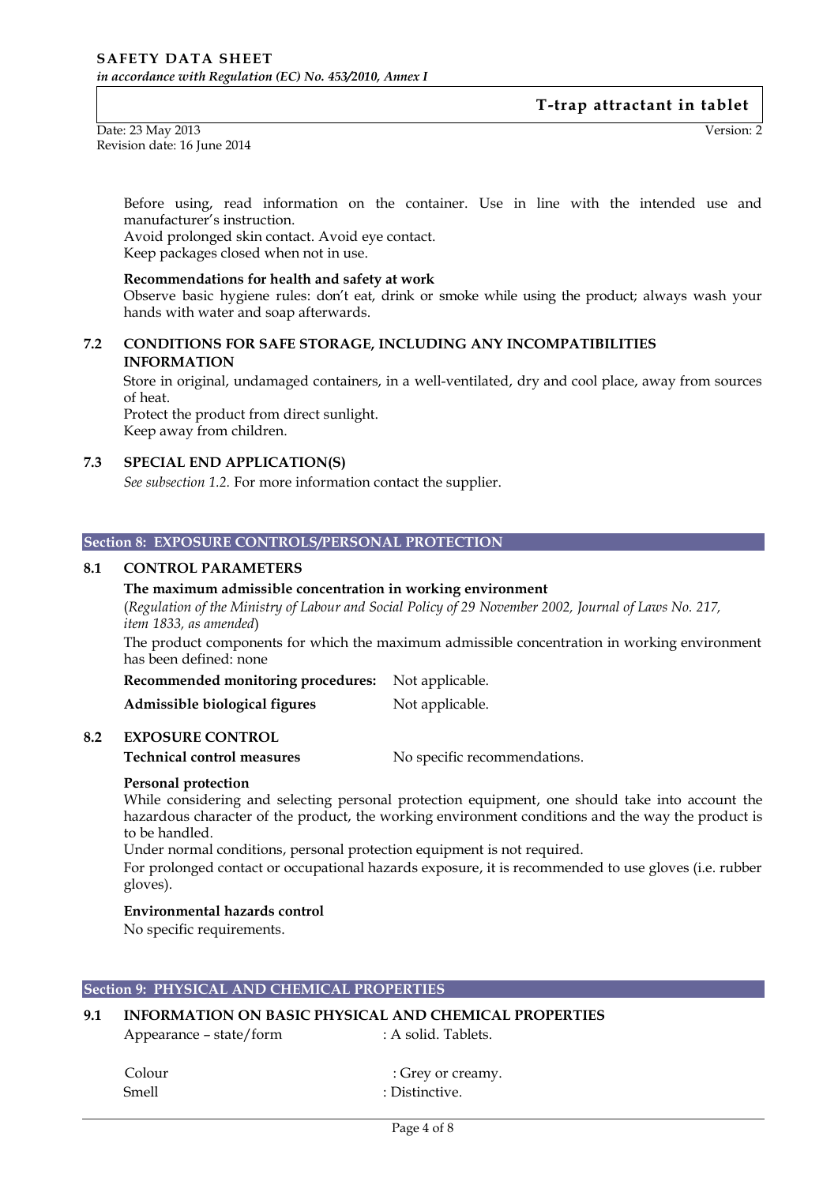Before using, read information on the container. Use in line with the intended use and manufacturer's instruction.
Avoid prolonged skin contact. Avoid eye contact.
Keep packages closed when not in use.

**Recommendations for health and safety at work**
Observe basic hygiene rules: don't eat, drink or smoke while using the product; always wash your hands with water and soap afterwards.

### 7.2 CONDITIONS FOR SAFE STORAGE, INCLUDING ANY INCOMPATIBILITIES INFORMATION

Store in original, undamaged containers, in a well-ventilated, dry and cool place, away from sources of heat.
Protect the product from direct sunlight.
Keep away from children.

### 7.3 SPECIAL END APPLICATION(S)

*See subsection 1.2.* For more information contact the supplier.

## Section 8: EXPOSURE CONTROLS/PERSONAL PROTECTION

### 8.1 CONTROL PARAMETERS

**The maximum admissible concentration in working environment**
(*Regulation of the Ministry of Labour and Social Policy of 29 November 2002, Journal of Laws No. 217, item 1833, as amended*)

The product components for which the maximum admissible concentration in working environment has been defined: none

**Recommended monitoring procedures:** Not applicable.

**Admissible biological figures** Not applicable.

### 8.2 EXPOSURE CONTROL

**Technical control measures** No specific recommendations.

**Personal protection**
While considering and selecting personal protection equipment, one should take into account the hazardous character of the product, the working environment conditions and the way the product is to be handled.
Under normal conditions, personal protection equipment is not required.
For prolonged contact or occupational hazards exposure, it is recommended to use gloves (i.e. rubber gloves).

**Environmental hazards control**
No specific requirements.

## Section 9: PHYSICAL AND CHEMICAL PROPERTIES

### 9.1 INFORMATION ON BASIC PHYSICAL AND CHEMICAL PROPERTIES

Appearance – state/form : A solid. Tablets.

Colour : Grey or creamy.
Smell : Distinctive.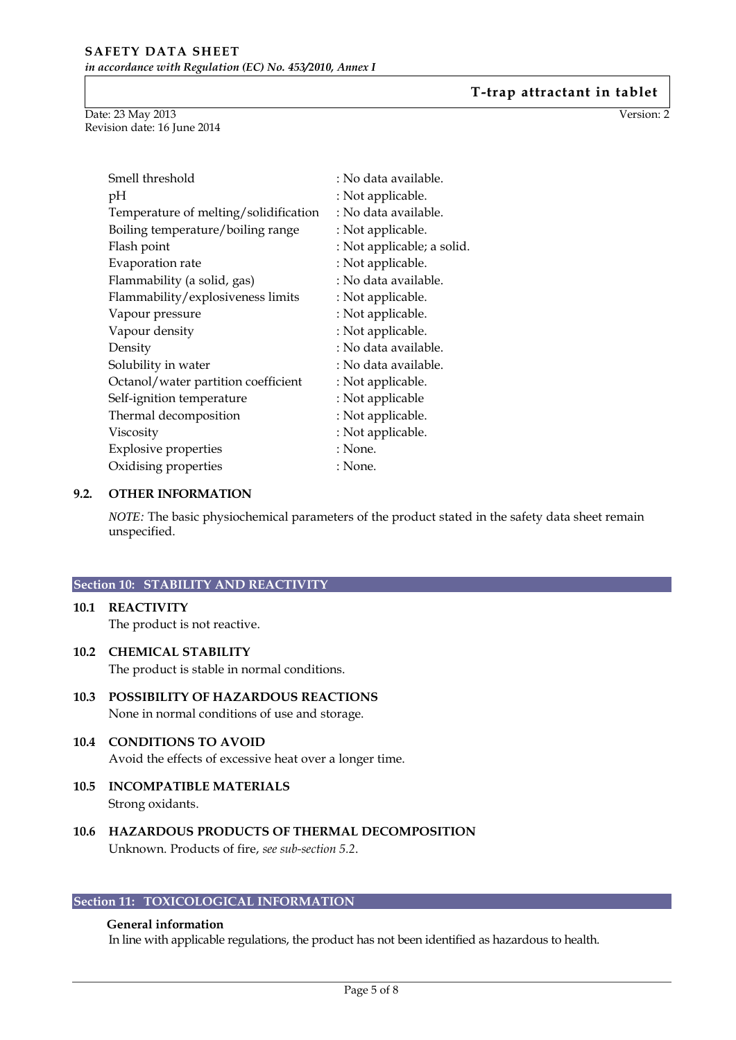| | |
|---|---|
| Smell threshold | : No data available. |
| pH | : Not applicable. |
| Temperature of melting/solidification | : No data available. |
| Boiling temperature/boiling range | : Not applicable. |
| Flash point | : Not applicable; a solid. |
| Evaporation rate | : Not applicable. |
| Flammability (a solid, gas) | : No data available. |
| Flammability/explosiveness limits | : Not applicable. |
| Vapour pressure | : Not applicable. |
| Vapour density | : Not applicable. |
| Density | : No data available. |
| Solubility in water | : No data available. |
| Octanol/water partition coefficient | : Not applicable. |
| Self-ignition temperature | : Not applicable |
| Thermal decomposition | : Not applicable. |
| Viscosity | : Not applicable. |
| Explosive properties | : None. |
| Oxidising properties | : None. |

### 9.2. OTHER INFORMATION

*NOTE:* The basic physiochemical parameters of the product stated in the safety data sheet remain unspecified.

## Section 10: STABILITY AND REACTIVITY

### 10.1 REACTIVITY

The product is not reactive.

### 10.2 CHEMICAL STABILITY

The product is stable in normal conditions.

### 10.3 POSSIBILITY OF HAZARDOUS REACTIONS

None in normal conditions of use and storage.

### 10.4 CONDITIONS TO AVOID

Avoid the effects of excessive heat over a longer time.

### 10.5 INCOMPATIBLE MATERIALS

Strong oxidants.

### 10.6 HAZARDOUS PRODUCTS OF THERMAL DECOMPOSITION

Unknown. Products of fire, *see sub-section 5.2*.

## Section 11: TOXICOLOGICAL INFORMATION

**General information**

In line with applicable regulations, the product has not been identified as hazardous to health.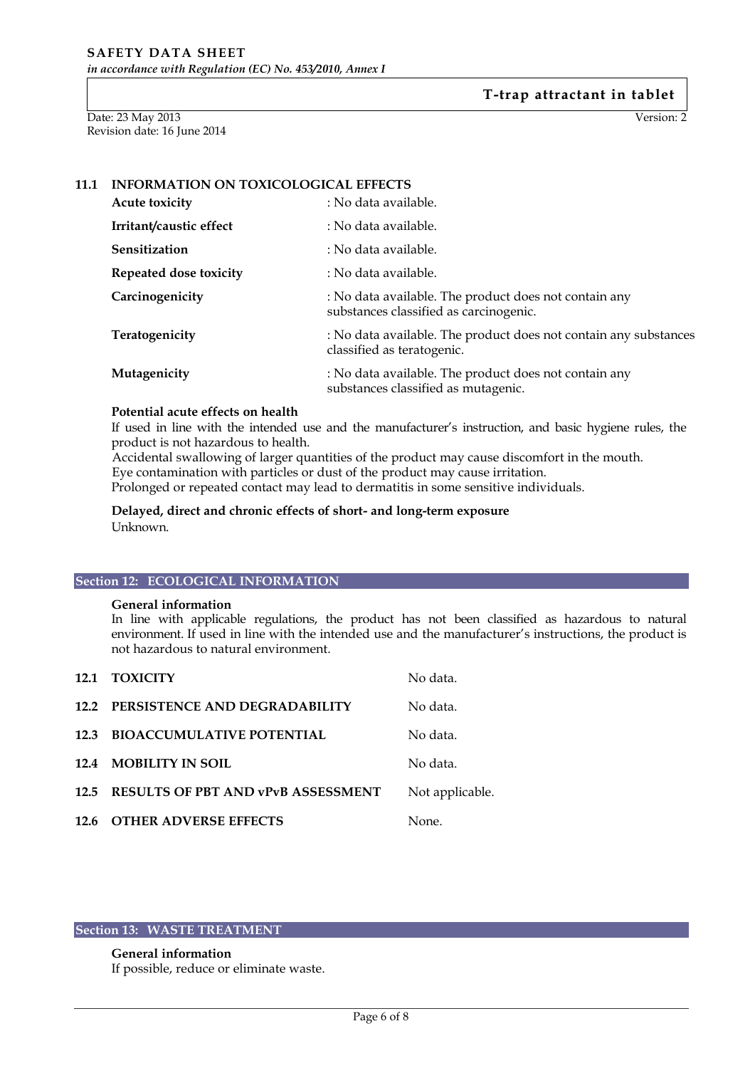## 11.1 INFORMATION ON TOXICOLOGICAL EFFECTS

| | |
|---|---|
| **Acute toxicity** | : No data available. |
| **Irritant/caustic effect** | : No data available. |
| **Sensitization** | : No data available. |
| **Repeated dose toxicity** | : No data available. |
| **Carcinogenicity** | : No data available. The product does not contain any substances classified as carcinogenic. |
| **Teratogenicity** | : No data available. The product does not contain any substances classified as teratogenic. |
| **Mutagenicity** | : No data available. The product does not contain any substances classified as mutagenic. |

**Potential acute effects on health**

If used in line with the intended use and the manufacturer's instruction, and basic hygiene rules, the product is not hazardous to health.
Accidental swallowing of larger quantities of the product may cause discomfort in the mouth.
Eye contamination with particles or dust of the product may cause irritation.
Prolonged or repeated contact may lead to dermatitis in some sensitive individuals.

**Delayed, direct and chronic effects of short- and long-term exposure**

Unknown.

## Section 12: ECOLOGICAL INFORMATION

**General information**

In line with applicable regulations, the product has not been classified as hazardous to natural environment. If used in line with the intended use and the manufacturer's instructions, the product is not hazardous to natural environment.

| | |
|---|---|
| **12.1 TOXICITY** | No data. |
| **12.2 PERSISTENCE AND DEGRADABILITY** | No data. |
| **12.3 BIOACCUMULATIVE POTENTIAL** | No data. |
| **12.4 MOBILITY IN SOIL** | No data. |
| **12.5 RESULTS OF PBT AND vPvB ASSESSMENT** | Not applicable. |
| **12.6 OTHER ADVERSE EFFECTS** | None. |

## Section 13: WASTE TREATMENT

**General information**

If possible, reduce or eliminate waste.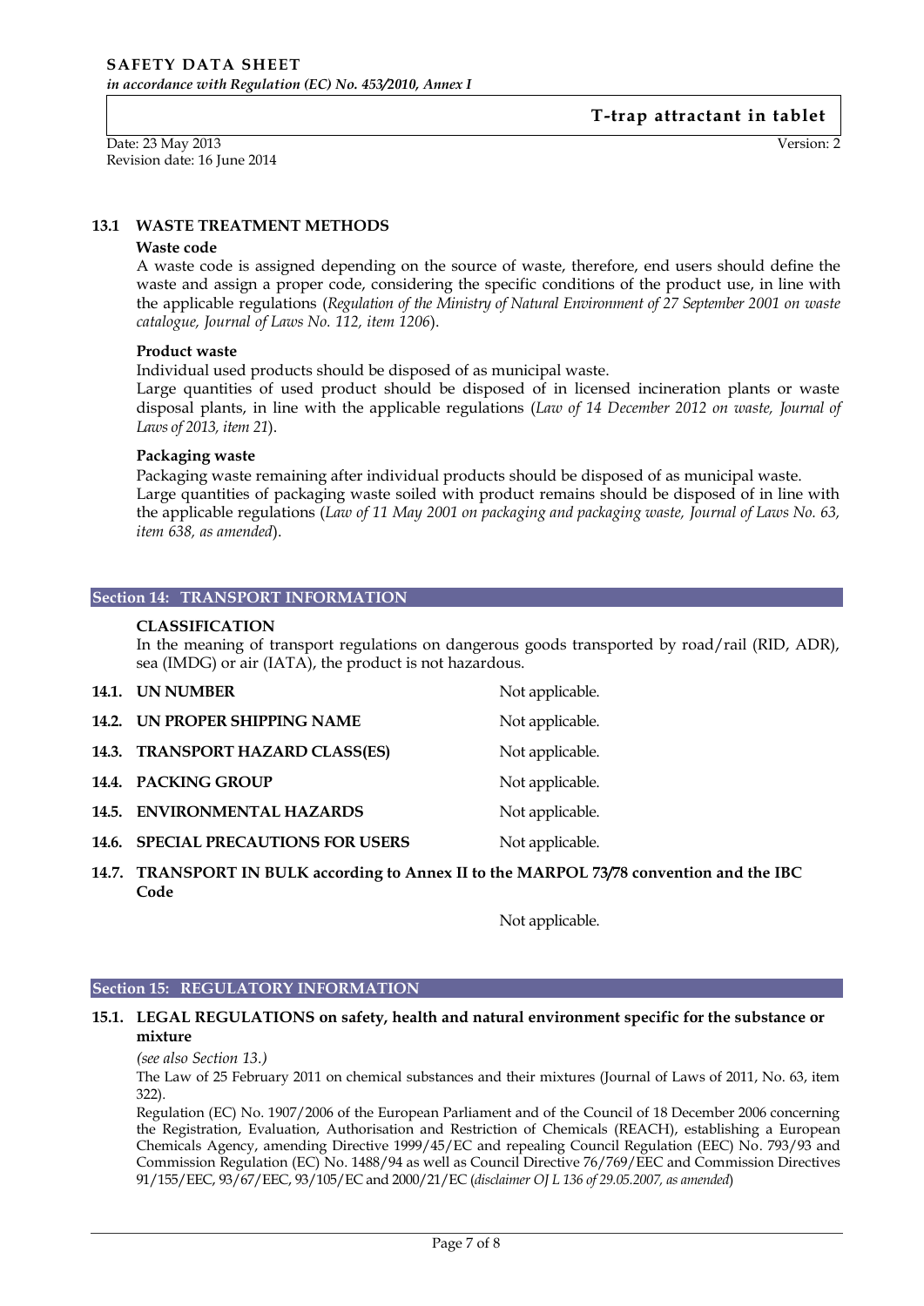## 13.1 WASTE TREATMENT METHODS

**Waste code**

A waste code is assigned depending on the source of waste, therefore, end users should define the waste and assign a proper code, considering the specific conditions of the product use, in line with the applicable regulations (*Regulation of the Ministry of Natural Environment of 27 September 2001 on waste catalogue, Journal of Laws No. 112, item 1206*).

**Product waste**

Individual used products should be disposed of as municipal waste.

Large quantities of used product should be disposed of in licensed incineration plants or waste disposal plants, in line with the applicable regulations (*Law of 14 December 2012 on waste, Journal of Laws of 2013, item 21*).

**Packaging waste**

Packaging waste remaining after individual products should be disposed of as municipal waste.

Large quantities of packaging waste soiled with product remains should be disposed of in line with the applicable regulations (*Law of 11 May 2001 on packaging and packaging waste, Journal of Laws No. 63, item 638, as amended*).

## Section 14: TRANSPORT INFORMATION

**CLASSIFICATION**

In the meaning of transport regulations on dangerous goods transported by road/rail (RID, ADR), sea (IMDG) or air (IATA), the product is not hazardous.

**14.1. UN NUMBER** Not applicable.

**14.2. UN PROPER SHIPPING NAME** Not applicable.

**14.3. TRANSPORT HAZARD CLASS(ES)** Not applicable.

**14.4. PACKING GROUP** Not applicable.

**14.5. ENVIRONMENTAL HAZARDS** Not applicable.

**14.6. SPECIAL PRECAUTIONS FOR USERS** Not applicable.

**14.7. TRANSPORT IN BULK according to Annex II to the MARPOL 73/78 convention and the IBC Code**

Not applicable.

## Section 15: REGULATORY INFORMATION

**15.1. LEGAL REGULATIONS on safety, health and natural environment specific for the substance or mixture**

*(see also Section 13.)*

The Law of 25 February 2011 on chemical substances and their mixtures (Journal of Laws of 2011, No. 63, item 322).

Regulation (EC) No. 1907/2006 of the European Parliament and of the Council of 18 December 2006 concerning the Registration, Evaluation, Authorisation and Restriction of Chemicals (REACH), establishing a European Chemicals Agency, amending Directive 1999/45/EC and repealing Council Regulation (EEC) No. 793/93 and Commission Regulation (EC) No. 1488/94 as well as Council Directive 76/769/EEC and Commission Directives 91/155/EEC, 93/67/EEC, 93/105/EC and 2000/21/EC (*disclaimer OJ L 136 of 29.05.2007, as amended*)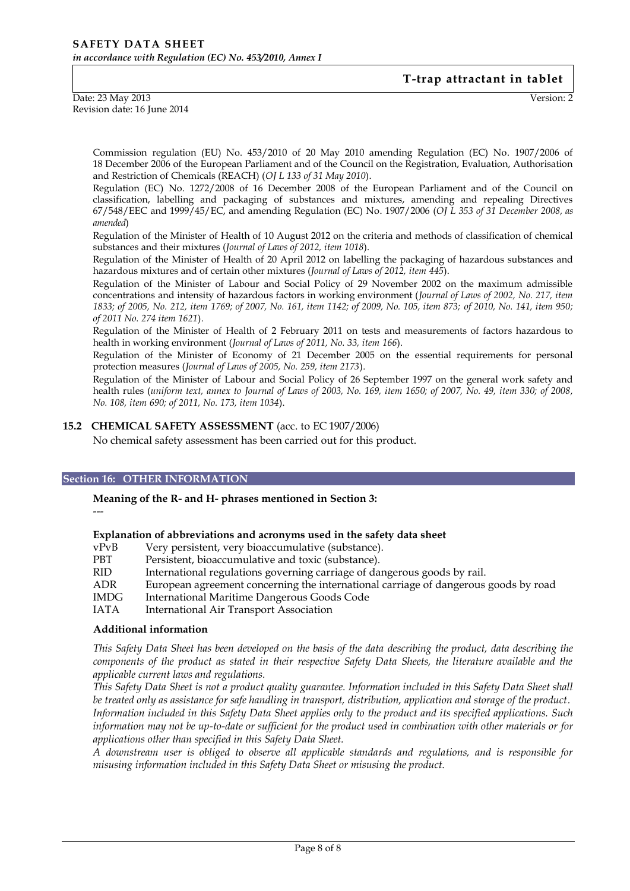Commission regulation (EU) No. 453/2010 of 20 May 2010 amending Regulation (EC) No. 1907/2006 of 18 December 2006 of the European Parliament and of the Council on the Registration, Evaluation, Authorisation and Restriction of Chemicals (REACH) (*OJ L 133 of 31 May 2010*).

Regulation (EC) No. 1272/2008 of 16 December 2008 of the European Parliament and of the Council on classification, labelling and packaging of substances and mixtures, amending and repealing Directives 67/548/EEC and 1999/45/EC, and amending Regulation (EC) No. 1907/2006 (*OJ L 353 of 31 December 2008, as amended*)

Regulation of the Minister of Health of 10 August 2012 on the criteria and methods of classification of chemical substances and their mixtures (*Journal of Laws of 2012, item 1018*).

Regulation of the Minister of Health of 20 April 2012 on labelling the packaging of hazardous substances and hazardous mixtures and of certain other mixtures (*Journal of Laws of 2012, item 445*).

Regulation of the Minister of Labour and Social Policy of 29 November 2002 on the maximum admissible concentrations and intensity of hazardous factors in working environment (*Journal of Laws of 2002, No. 217, item 1833; of 2005, No. 212, item 1769; of 2007, No. 161, item 1142; of 2009, No. 105, item 873; of 2010, No. 141, item 950; of 2011 No. 274 item 1621*).

Regulation of the Minister of Health of 2 February 2011 on tests and measurements of factors hazardous to health in working environment (*Journal of Laws of 2011, No. 33, item 166*).

Regulation of the Minister of Economy of 21 December 2005 on the essential requirements for personal protection measures (*Journal of Laws of 2005, No. 259, item 2173*).

Regulation of the Minister of Labour and Social Policy of 26 September 1997 on the general work safety and health rules (*uniform text, annex to Journal of Laws of 2003, No. 169, item 1650; of 2007, No. 49, item 330; of 2008, No. 108, item 690; of 2011, No. 173, item 1034*).

### 15.2 CHEMICAL SAFETY ASSESSMENT (acc. to EC 1907/2006)

No chemical safety assessment has been carried out for this product.

## Section 16: OTHER INFORMATION

**Meaning of the R- and H- phrases mentioned in Section 3:**

---

**Explanation of abbreviations and acronyms used in the safety data sheet**

| | |
|---|---|
| vPvB | Very persistent, very bioaccumulative (substance). |
| PBT | Persistent, bioaccumulative and toxic (substance). |
| RID | International regulations governing carriage of dangerous goods by rail. |
| ADR | European agreement concerning the international carriage of dangerous goods by road |
| IMDG | International Maritime Dangerous Goods Code |
| IATA | International Air Transport Association |

**Additional information**

*This Safety Data Sheet has been developed on the basis of the data describing the product, data describing the components of the product as stated in their respective Safety Data Sheets, the literature available and the applicable current laws and regulations.*

*This Safety Data Sheet is not a product quality guarantee. Information included in this Safety Data Sheet shall be treated only as assistance for safe handling in transport, distribution, application and storage of the product.*

*Information included in this Safety Data Sheet applies only to the product and its specified applications. Such information may not be up-to-date or sufficient for the product used in combination with other materials or for applications other than specified in this Safety Data Sheet.*

*A downstream user is obliged to observe all applicable standards and regulations, and is responsible for misusing information included in this Safety Data Sheet or misusing the product.*